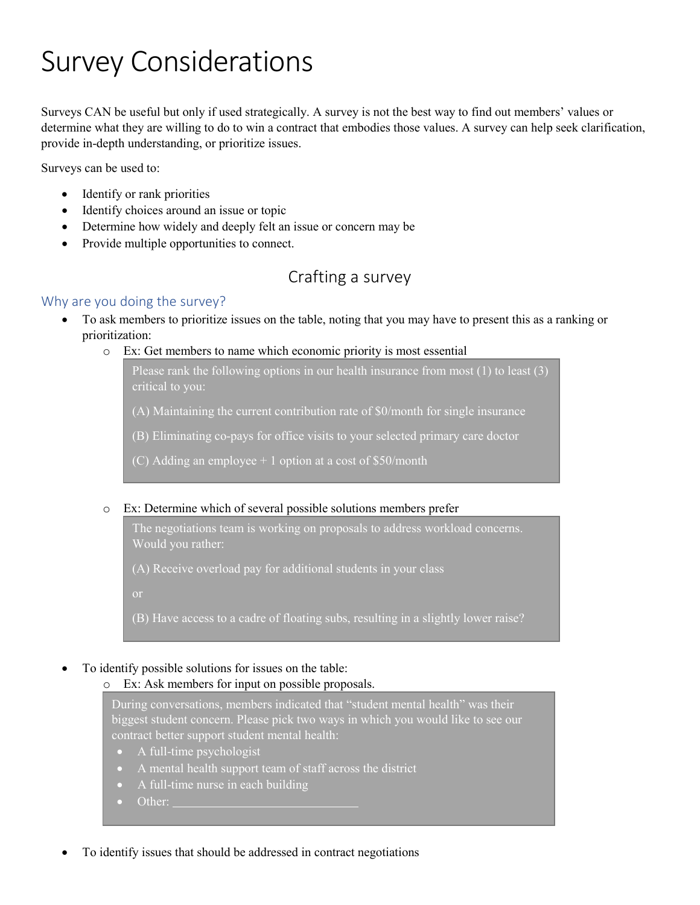# Survey Considerations

Surveys CAN be useful but only if used strategically. A survey is not the best way to find out members' values or determine what they are willing to do to win a contract that embodies those values. A survey can help seek clarification, provide in-depth understanding, or prioritize issues.

Surveys can be used to:

- Identify or rank priorities
- Identify choices around an issue or topic
- Determine how widely and deeply felt an issue or concern may be
- Provide multiple opportunities to connect.

## Crafting a survey

### Why are you doing the survey?

- To ask members to prioritize issues on the table, noting that you may have to present this as a ranking or prioritization:
  - Ex: Get members to name which economic priority is most essential

    > Please rank the following options in our health insurance from most (1) to least (3) critical to you:
    >
    > (A) Maintaining the current contribution rate of $0/month for single insurance
    >
    > (B) Eliminating co-pays for office visits to your selected primary care doctor
    >
    > (C) Adding an employee + 1 option at a cost of $50/month

  - Ex: Determine which of several possible solutions members prefer

    > The negotiations team is working on proposals to address workload concerns. Would you rather:
    >
    > (A) Receive overload pay for additional students in your class
    >
    > or
    >
    > (B) Have access to a cadre of floating subs, resulting in a slightly lower raise?

- To identify possible solutions for issues on the table:
  - Ex: Ask members for input on possible proposals.

    > During conversations, members indicated that "student mental health" was their biggest student concern. Please pick two ways in which you would like to see our contract better support student mental health:
    >
    > - A full-time psychologist
    > - A mental health support team of staff across the district
    > - A full-time nurse in each building
    > - Other: ______________________________

- To identify issues that should be addressed in contract negotiations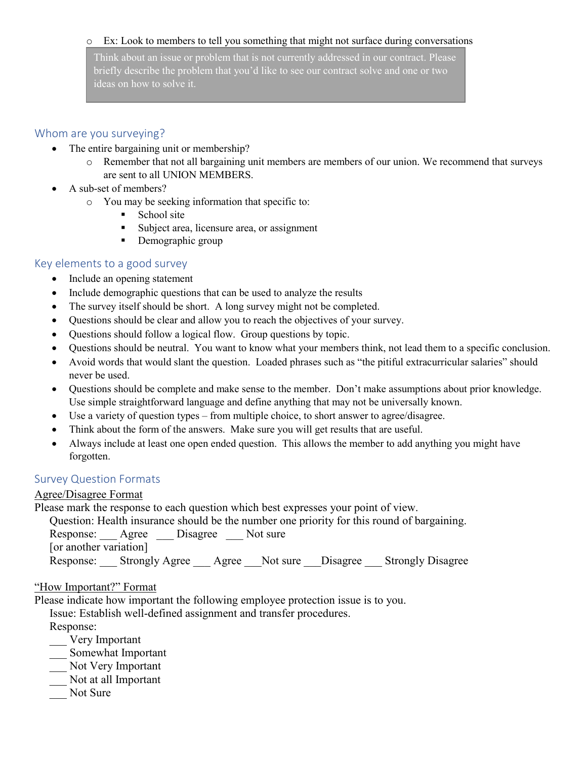- Ex: Look to members to tell you something that might not surface during conversations

> Think about an issue or problem that is not currently addressed in our contract. Please briefly describe the problem that you'd like to see our contract solve and one or two ideas on how to solve it.

## Whom are you surveying?

- The entire bargaining unit or membership?
  - Remember that not all bargaining unit members are members of our union. We recommend that surveys are sent to all UNION MEMBERS.
- A sub-set of members?
  - You may be seeking information that specific to:
    - School site
    - Subject area, licensure area, or assignment
    - Demographic group

## Key elements to a good survey

- Include an opening statement
- Include demographic questions that can be used to analyze the results
- The survey itself should be short. A long survey might not be completed.
- Questions should be clear and allow you to reach the objectives of your survey.
- Questions should follow a logical flow. Group questions by topic.
- Questions should be neutral. You want to know what your members think, not lead them to a specific conclusion.
- Avoid words that would slant the question. Loaded phrases such as "the pitiful extracurricular salaries" should never be used.
- Questions should be complete and make sense to the member. Don't make assumptions about prior knowledge. Use simple straightforward language and define anything that may not be universally known.
- Use a variety of question types – from multiple choice, to short answer to agree/disagree.
- Think about the form of the answers. Make sure you will get results that are useful.
- Always include at least one open ended question. This allows the member to add anything you might have forgotten.

## Survey Question Formats

<u>Agree/Disagree Format</u>

Please mark the response to each question which best expresses your point of view.

Question: Health insurance should be the number one priority for this round of bargaining.

Response: ___ Agree ___ Disagree ___ Not sure

[or another variation]

Response: ___ Strongly Agree ___ Agree ___Not sure ___Disagree ___ Strongly Disagree

<u>"How Important?" Format</u>

Please indicate how important the following employee protection issue is to you.

Issue: Establish well-defined assignment and transfer procedures.

Response:

___ Very Important
___ Somewhat Important
___ Not Very Important
___ Not at all Important
___ Not Sure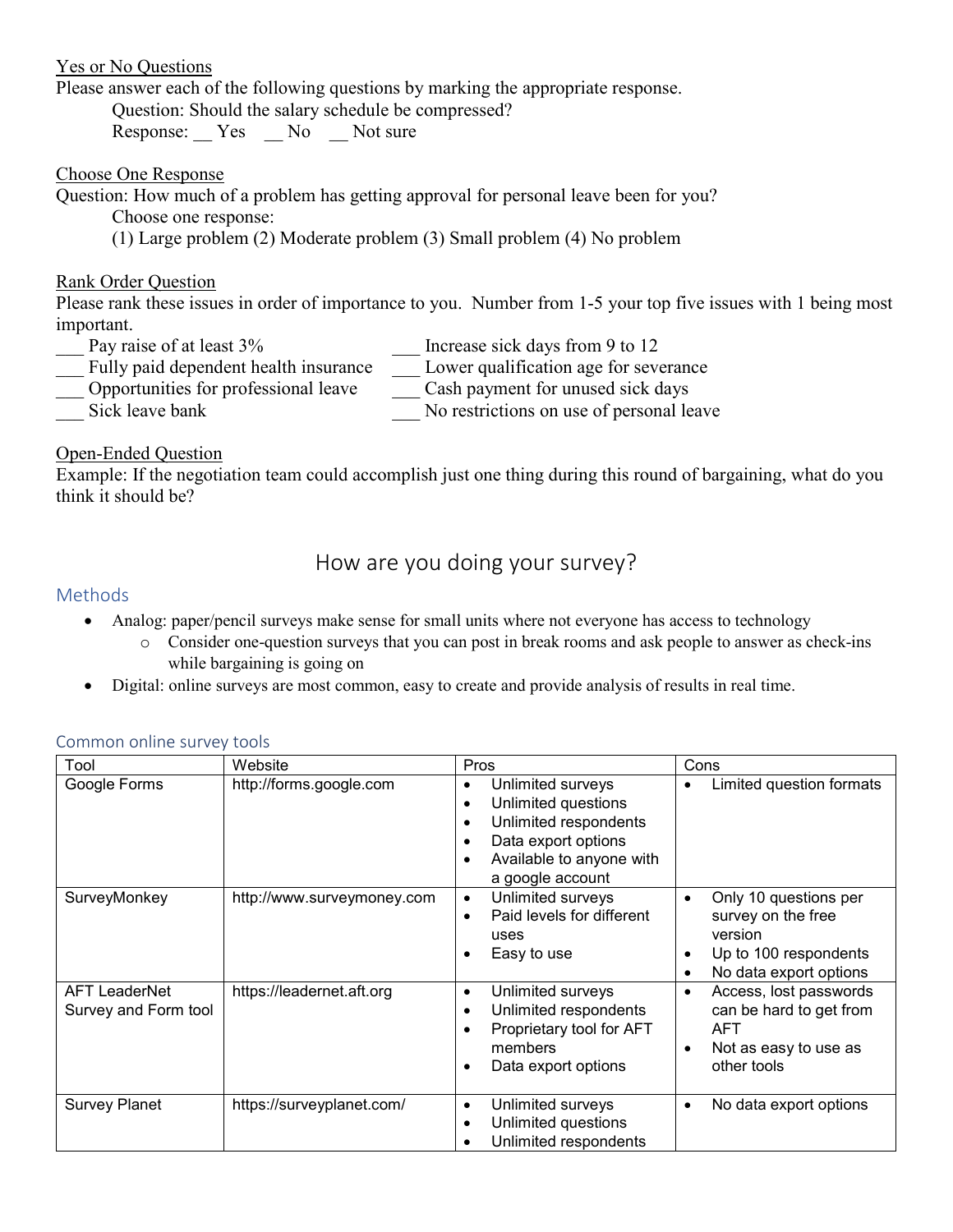Yes or No Questions

Please answer each of the following questions by marking the appropriate response.

Question: Should the salary schedule be compressed?

Response: __ Yes  __ No  __ Not sure

Choose One Response

Question: How much of a problem has getting approval for personal leave been for you?

Choose one response:

(1) Large problem (2) Moderate problem (3) Small problem (4) No problem

Rank Order Question

Please rank these issues in order of importance to you. Number from 1-5 your top five issues with 1 being most important.

___ Pay raise of at least 3%
___ Fully paid dependent health insurance
___ Opportunities for professional leave
___ Sick leave bank
___ Increase sick days from 9 to 12
___ Lower qualification age for severance
___ Cash payment for unused sick days
___ No restrictions on use of personal leave

Open-Ended Question

Example: If the negotiation team could accomplish just one thing during this round of bargaining, what do you think it should be?

# How are you doing your survey?

## Methods

- Analog: paper/pencil surveys make sense for small units where not everyone has access to technology
  - Consider one-question surveys that you can post in break rooms and ask people to answer as check-ins while bargaining is going on
- Digital: online surveys are most common, easy to create and provide analysis of results in real time.

### Common online survey tools

| Tool | Website | Pros | Cons |
|---|---|---|---|
| Google Forms | http://forms.google.com | • Unlimited surveys<br>• Unlimited questions<br>• Unlimited respondents<br>• Data export options<br>• Available to anyone with a google account | • Limited question formats |
| SurveyMonkey | http://www.surveymoney.com | • Unlimited surveys<br>• Paid levels for different uses<br>• Easy to use | • Only 10 questions per survey on the free version<br>• Up to 100 respondents<br>• No data export options |
| AFT LeaderNet Survey and Form tool | https://leadernet.aft.org | • Unlimited surveys<br>• Unlimited respondents<br>• Proprietary tool for AFT members<br>• Data export options | • Access, lost passwords can be hard to get from AFT<br>• Not as easy to use as other tools |
| Survey Planet | https://surveyplanet.com/ | • Unlimited surveys<br>• Unlimited questions<br>• Unlimited respondents | • No data export options |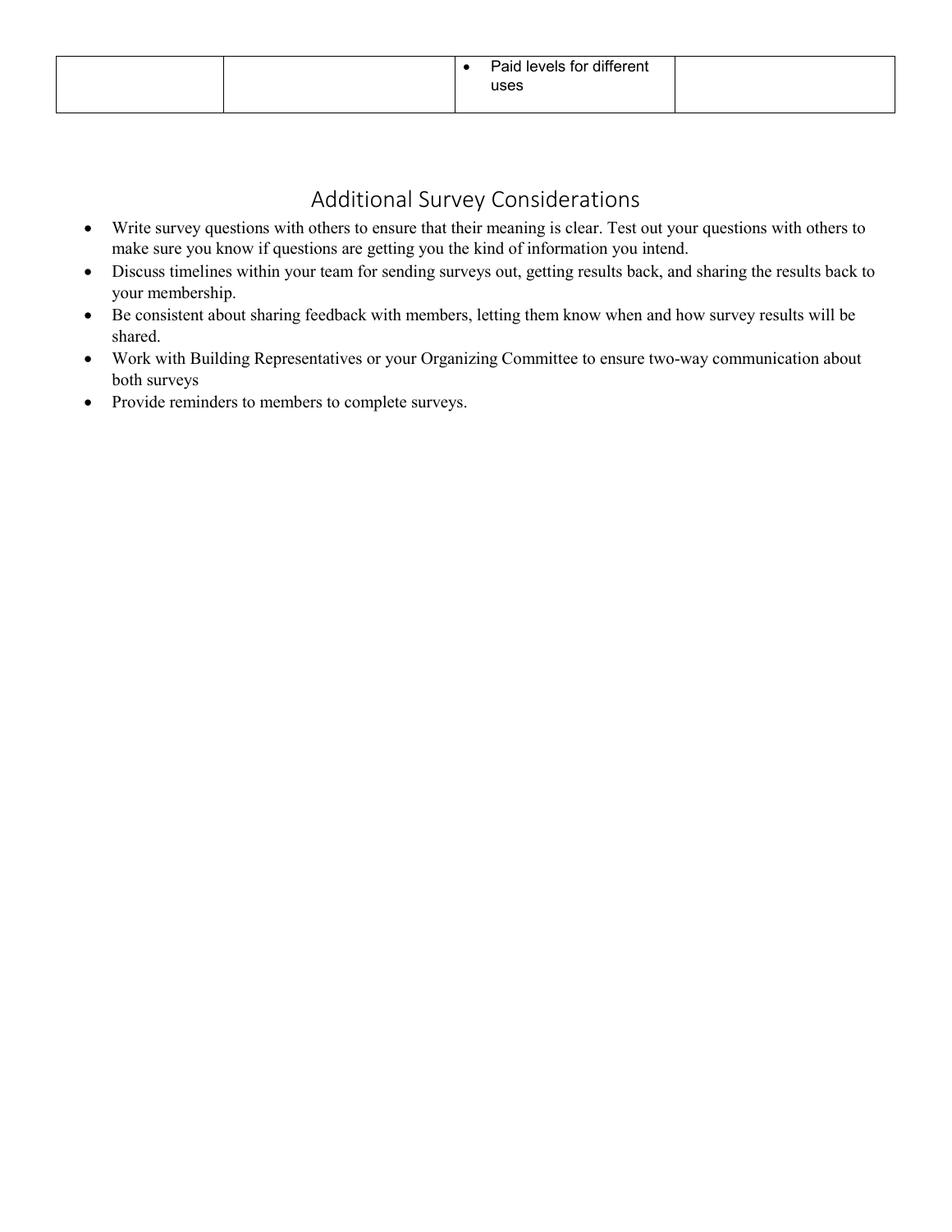| | | | |
|---|---|---|---|
| | | • Paid levels for different uses | |

## Additional Survey Considerations

- Write survey questions with others to ensure that their meaning is clear. Test out your questions with others to make sure you know if questions are getting you the kind of information you intend.
- Discuss timelines within your team for sending surveys out, getting results back, and sharing the results back to your membership.
- Be consistent about sharing feedback with members, letting them know when and how survey results will be shared.
- Work with Building Representatives or your Organizing Committee to ensure two-way communication about both surveys
- Provide reminders to members to complete surveys.